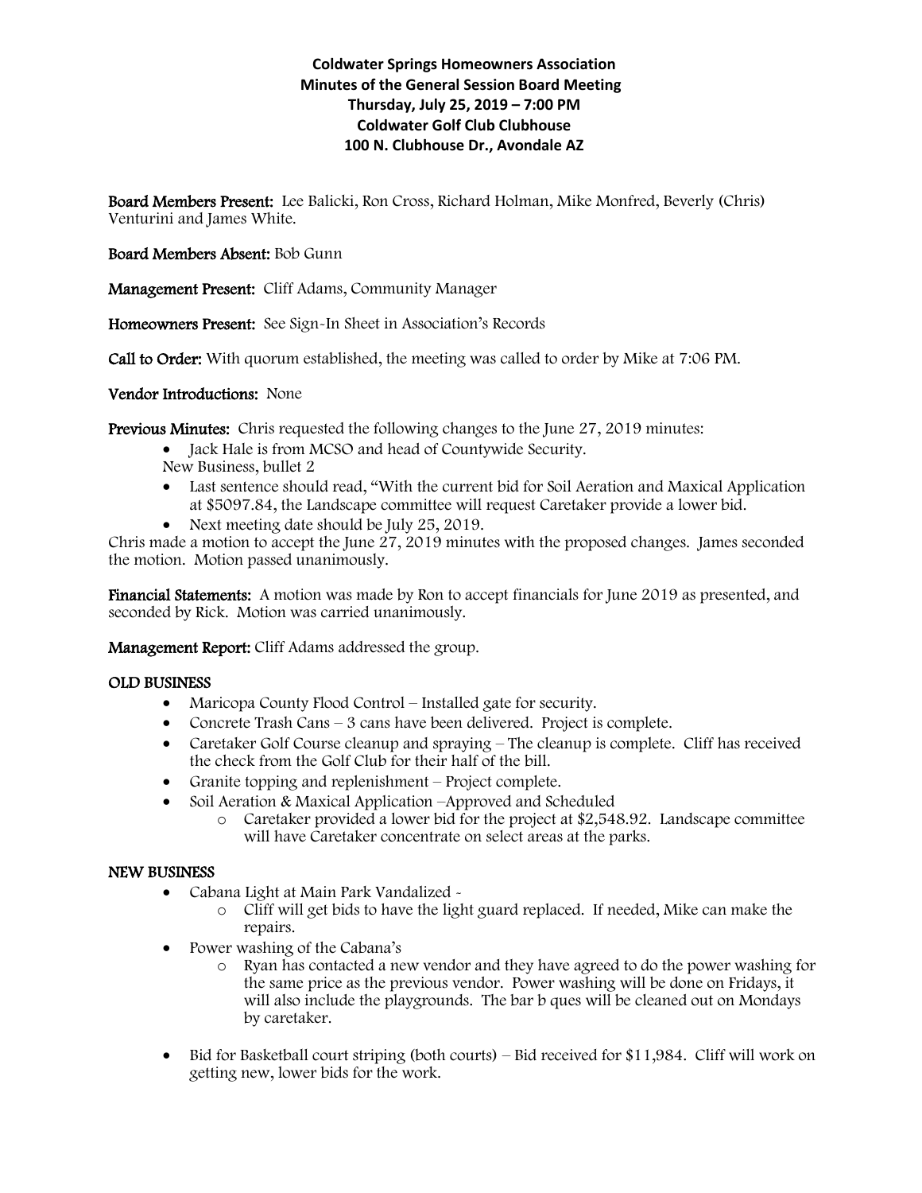**Coldwater Springs Homeowners Association**
**Minutes of the General Session Board Meeting**
**Thursday, July 25, 2019 – 7:00 PM**
**Coldwater Golf Club Clubhouse**
**100 N. Clubhouse Dr., Avondale AZ**

**Board Members Present:** Lee Balicki, Ron Cross, Richard Holman, Mike Monfred, Beverly (Chris) Venturini and James White.

**Board Members Absent:** Bob Gunn

**Management Present:** Cliff Adams, Community Manager

**Homeowners Present:** See Sign-In Sheet in Association's Records

**Call to Order:** With quorum established, the meeting was called to order by Mike at 7:06 PM.

**Vendor Introductions:** None

**Previous Minutes:** Chris requested the following changes to the June 27, 2019 minutes:

- Jack Hale is from MCSO and head of Countywide Security.

New Business, bullet 2

- Last sentence should read, "With the current bid for Soil Aeration and Maxical Application at $5097.84, the Landscape committee will request Caretaker provide a lower bid.
- Next meeting date should be July 25, 2019.

Chris made a motion to accept the June 27, 2019 minutes with the proposed changes. James seconded the motion. Motion passed unanimously.

**Financial Statements:** A motion was made by Ron to accept financials for June 2019 as presented, and seconded by Rick. Motion was carried unanimously.

**Management Report:** Cliff Adams addressed the group.

## OLD BUSINESS

- Maricopa County Flood Control – Installed gate for security.
- Concrete Trash Cans – 3 cans have been delivered. Project is complete.
- Caretaker Golf Course cleanup and spraying – The cleanup is complete. Cliff has received the check from the Golf Club for their half of the bill.
- Granite topping and replenishment – Project complete.
- Soil Aeration & Maxical Application –Approved and Scheduled
  - Caretaker provided a lower bid for the project at $2,548.92. Landscape committee will have Caretaker concentrate on select areas at the parks.

## NEW BUSINESS

- Cabana Light at Main Park Vandalized -
  - Cliff will get bids to have the light guard replaced. If needed, Mike can make the repairs.
- Power washing of the Cabana's
  - Ryan has contacted a new vendor and they have agreed to do the power washing for the same price as the previous vendor. Power washing will be done on Fridays, it will also include the playgrounds. The bar b ques will be cleaned out on Mondays by caretaker.
- Bid for Basketball court striping (both courts) – Bid received for $11,984. Cliff will work on getting new, lower bids for the work.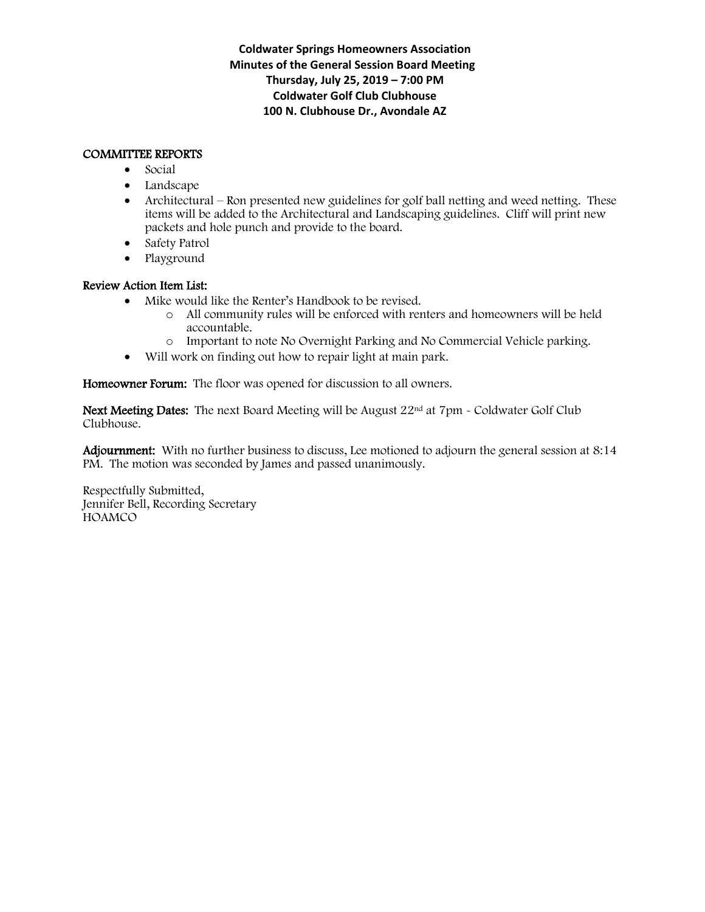**Coldwater Springs Homeowners Association**
**Minutes of the General Session Board Meeting**
**Thursday, July 25, 2019 – 7:00 PM**
**Coldwater Golf Club Clubhouse**
**100 N. Clubhouse Dr., Avondale AZ**

## COMMITTEE REPORTS

- Social
- Landscape
- Architectural – Ron presented new guidelines for golf ball netting and weed netting. These items will be added to the Architectural and Landscaping guidelines. Cliff will print new packets and hole punch and provide to the board.
- Safety Patrol
- Playground

## Review Action Item List:

- Mike would like the Renter's Handbook to be revised.
  - All community rules will be enforced with renters and homeowners will be held accountable.
  - Important to note No Overnight Parking and No Commercial Vehicle parking.
- Will work on finding out how to repair light at main park.

**Homeowner Forum:** The floor was opened for discussion to all owners.

**Next Meeting Dates:** The next Board Meeting will be August 22nd at 7pm - Coldwater Golf Club Clubhouse.

**Adjournment:** With no further business to discuss, Lee motioned to adjourn the general session at 8:14 PM. The motion was seconded by James and passed unanimously.

Respectfully Submitted,
Jennifer Bell, Recording Secretary
HOAMCO